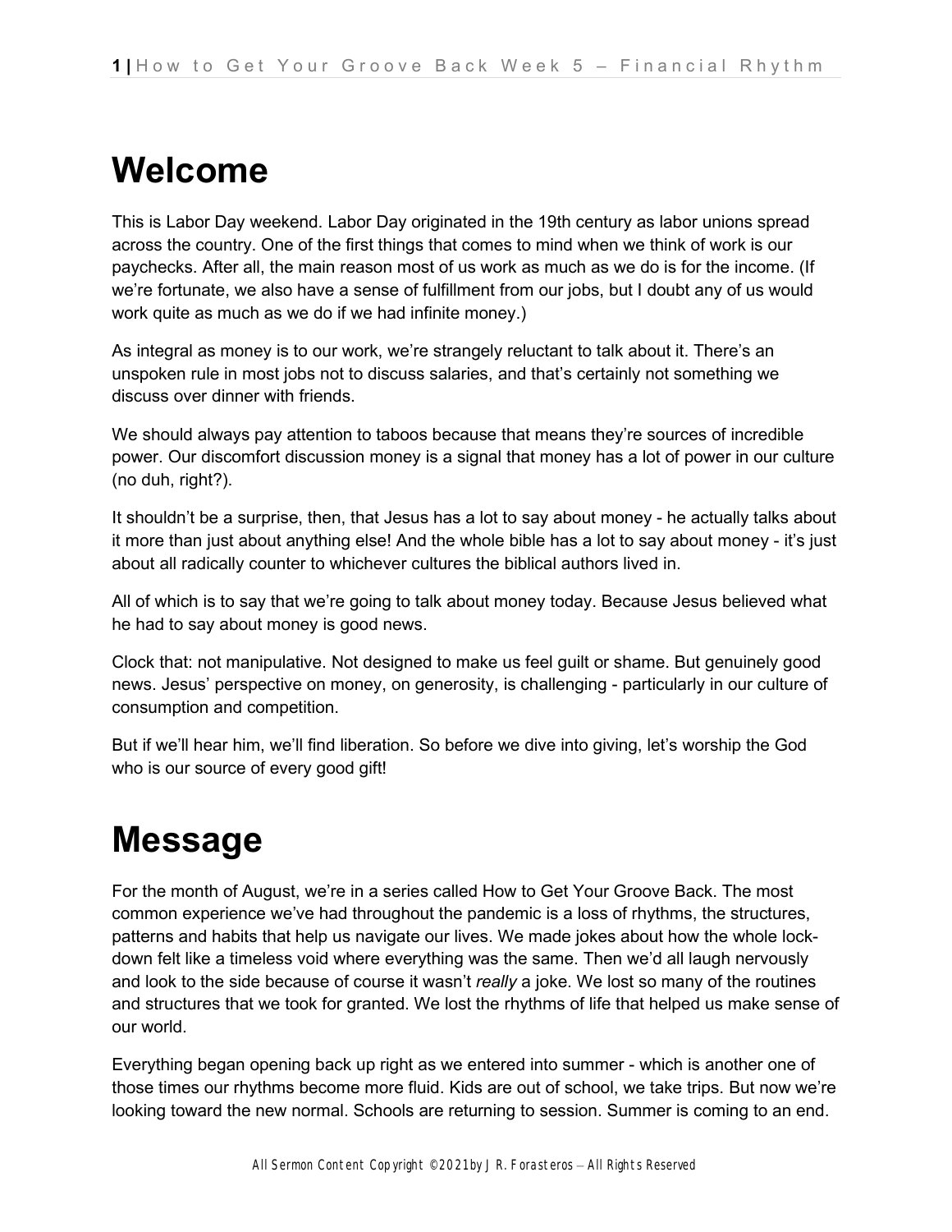# Welcome

This is Labor Day weekend. Labor Day originated in the 19th century as labor unions spread across the country. One of the first things that comes to mind when we think of work is our paychecks. After all, the main reason most of us work as much as we do is for the income. (If we're fortunate, we also have a sense of fulfillment from our jobs, but I doubt any of us would work quite as much as we do if we had infinite money.)

As integral as money is to our work, we're strangely reluctant to talk about it. There's an unspoken rule in most jobs not to discuss salaries, and that's certainly not something we discuss over dinner with friends.

We should always pay attention to taboos because that means they're sources of incredible power. Our discomfort discussion money is a signal that money has a lot of power in our culture (no duh, right?).

It shouldn't be a surprise, then, that Jesus has a lot to say about money - he actually talks about it more than just about anything else! And the whole bible has a lot to say about money - it's just about all radically counter to whichever cultures the biblical authors lived in.

All of which is to say that we're going to talk about money today. Because Jesus believed what he had to say about money is good news.

Clock that: not manipulative. Not designed to make us feel guilt or shame. But genuinely good news. Jesus' perspective on money, on generosity, is challenging - particularly in our culture of consumption and competition.

But if we'll hear him, we'll find liberation. So before we dive into giving, let's worship the God who is our source of every good gift!

# Message

For the month of August, we're in a series called How to Get Your Groove Back. The most common experience we've had throughout the pandemic is a loss of rhythms, the structures, patterns and habits that help us navigate our lives. We made jokes about how the whole lock-down felt like a timeless void where everything was the same. Then we'd all laugh nervously and look to the side because of course it wasn't *really* a joke. We lost so many of the routines and structures that we took for granted. We lost the rhythms of life that helped us make sense of our world.

Everything began opening back up right as we entered into summer - which is another one of those times our rhythms become more fluid. Kids are out of school, we take trips. But now we're looking toward the new normal. Schools are returning to session. Summer is coming to an end.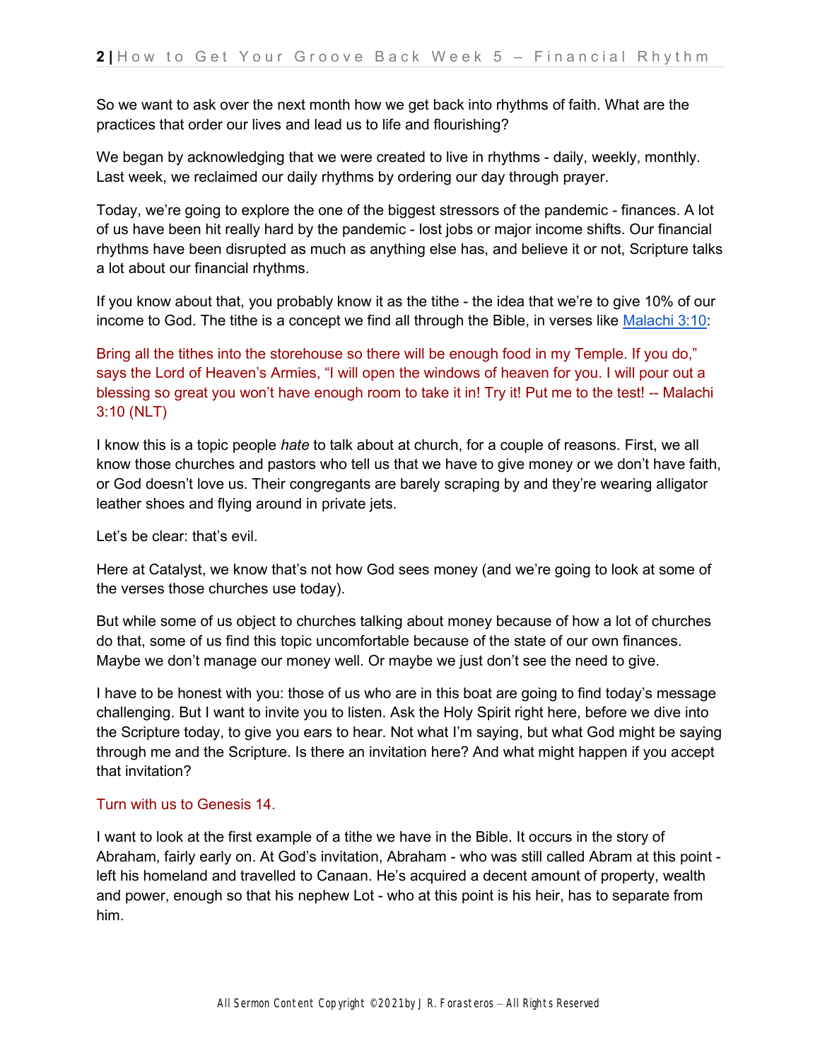So we want to ask over the next month how we get back into rhythms of faith. What are the practices that order our lives and lead us to life and flourishing?

We began by acknowledging that we were created to live in rhythms - daily, weekly, monthly. Last week, we reclaimed our daily rhythms by ordering our day through prayer.

Today, we're going to explore the one of the biggest stressors of the pandemic - finances. A lot of us have been hit really hard by the pandemic - lost jobs or major income shifts. Our financial rhythms have been disrupted as much as anything else has, and believe it or not, Scripture talks a lot about our financial rhythms.

If you know about that, you probably know it as the tithe - the idea that we're to give 10% of our income to God. The tithe is a concept we find all through the Bible, in verses like [Malachi 3:10](Malachi 3:10):

Bring all the tithes into the storehouse so there will be enough food in my Temple. If you do," says the Lord of Heaven's Armies, "I will open the windows of heaven for you. I will pour out a blessing so great you won't have enough room to take it in! Try it! Put me to the test! -- Malachi 3:10 (NLT)

I know this is a topic people *hate* to talk about at church, for a couple of reasons. First, we all know those churches and pastors who tell us that we have to give money or we don't have faith, or God doesn't love us. Their congregants are barely scraping by and they're wearing alligator leather shoes and flying around in private jets.

Let's be clear: that's evil.

Here at Catalyst, we know that's not how God sees money (and we're going to look at some of the verses those churches use today).

But while some of us object to churches talking about money because of how a lot of churches do that, some of us find this topic uncomfortable because of the state of our own finances. Maybe we don't manage our money well. Or maybe we just don't see the need to give.

I have to be honest with you: those of us who are in this boat are going to find today's message challenging. But I want to invite you to listen. Ask the Holy Spirit right here, before we dive into the Scripture today, to give you ears to hear. Not what I'm saying, but what God might be saying through me and the Scripture. Is there an invitation here? And what might happen if you accept that invitation?

Turn with us to Genesis 14.

I want to look at the first example of a tithe we have in the Bible. It occurs in the story of Abraham, fairly early on. At God's invitation, Abraham - who was still called Abram at this point - left his homeland and travelled to Canaan. He's acquired a decent amount of property, wealth and power, enough so that his nephew Lot - who at this point is his heir, has to separate from him.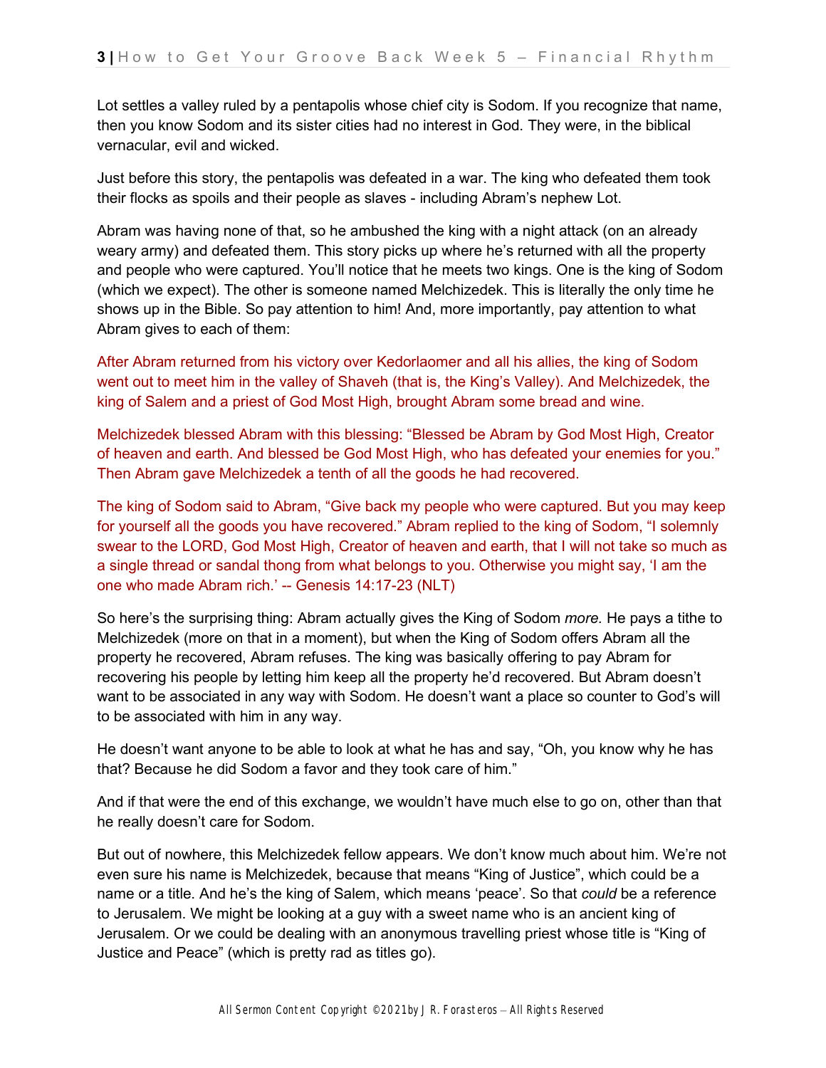Lot settles a valley ruled by a pentapolis whose chief city is Sodom. If you recognize that name, then you know Sodom and its sister cities had no interest in God. They were, in the biblical vernacular, evil and wicked.

Just before this story, the pentapolis was defeated in a war. The king who defeated them took their flocks as spoils and their people as slaves - including Abram's nephew Lot.

Abram was having none of that, so he ambushed the king with a night attack (on an already weary army) and defeated them. This story picks up where he's returned with all the property and people who were captured. You'll notice that he meets two kings. One is the king of Sodom (which we expect). The other is someone named Melchizedek. This is literally the only time he shows up in the Bible. So pay attention to him! And, more importantly, pay attention to what Abram gives to each of them:

After Abram returned from his victory over Kedorlaomer and all his allies, the king of Sodom went out to meet him in the valley of Shaveh (that is, the King's Valley). And Melchizedek, the king of Salem and a priest of God Most High, brought Abram some bread and wine.

Melchizedek blessed Abram with this blessing: "Blessed be Abram by God Most High, Creator of heaven and earth. And blessed be God Most High, who has defeated your enemies for you." Then Abram gave Melchizedek a tenth of all the goods he had recovered.

The king of Sodom said to Abram, "Give back my people who were captured. But you may keep for yourself all the goods you have recovered." Abram replied to the king of Sodom, "I solemnly swear to the LORD, God Most High, Creator of heaven and earth, that I will not take so much as a single thread or sandal thong from what belongs to you. Otherwise you might say, 'I am the one who made Abram rich.' -- Genesis 14:17-23 (NLT)

So here's the surprising thing: Abram actually gives the King of Sodom *more.* He pays a tithe to Melchizedek (more on that in a moment), but when the King of Sodom offers Abram all the property he recovered, Abram refuses. The king was basically offering to pay Abram for recovering his people by letting him keep all the property he'd recovered. But Abram doesn't want to be associated in any way with Sodom. He doesn't want a place so counter to God's will to be associated with him in any way.

He doesn't want anyone to be able to look at what he has and say, "Oh, you know why he has that? Because he did Sodom a favor and they took care of him."

And if that were the end of this exchange, we wouldn't have much else to go on, other than that he really doesn't care for Sodom.

But out of nowhere, this Melchizedek fellow appears. We don't know much about him. We're not even sure his name is Melchizedek, because that means "King of Justice", which could be a name or a title. And he's the king of Salem, which means 'peace'. So that *could* be a reference to Jerusalem. We might be looking at a guy with a sweet name who is an ancient king of Jerusalem. Or we could be dealing with an anonymous travelling priest whose title is "King of Justice and Peace" (which is pretty rad as titles go).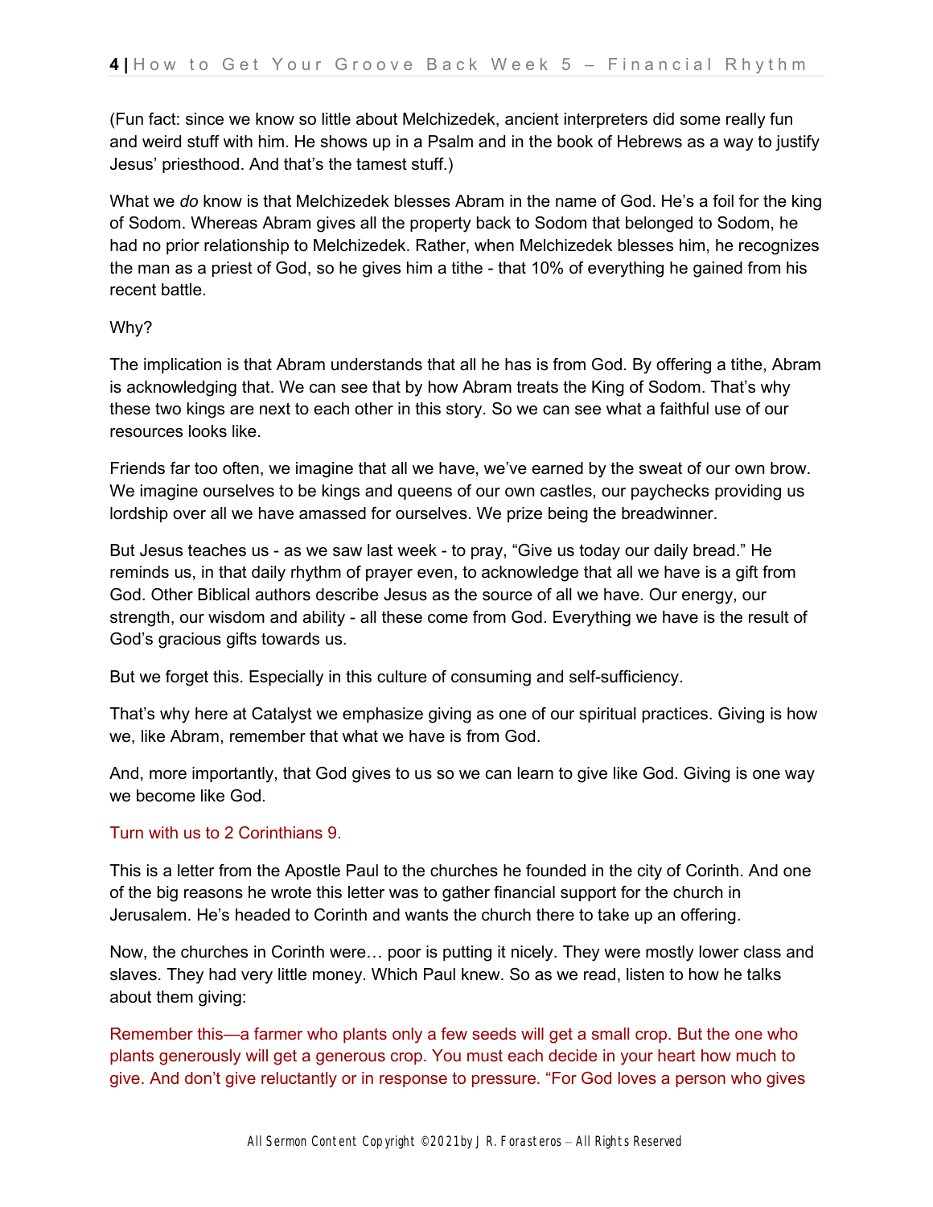(Fun fact: since we know so little about Melchizedek, ancient interpreters did some really fun and weird stuff with him. He shows up in a Psalm and in the book of Hebrews as a way to justify Jesus' priesthood. And that's the tamest stuff.)

What we *do* know is that Melchizedek blesses Abram in the name of God. He's a foil for the king of Sodom. Whereas Abram gives all the property back to Sodom that belonged to Sodom, he had no prior relationship to Melchizedek. Rather, when Melchizedek blesses him, he recognizes the man as a priest of God, so he gives him a tithe - that 10% of everything he gained from his recent battle.

Why?

The implication is that Abram understands that all he has is from God. By offering a tithe, Abram is acknowledging that. We can see that by how Abram treats the King of Sodom. That's why these two kings are next to each other in this story. So we can see what a faithful use of our resources looks like.

Friends far too often, we imagine that all we have, we've earned by the sweat of our own brow. We imagine ourselves to be kings and queens of our own castles, our paychecks providing us lordship over all we have amassed for ourselves. We prize being the breadwinner.

But Jesus teaches us - as we saw last week - to pray, "Give us today our daily bread." He reminds us, in that daily rhythm of prayer even, to acknowledge that all we have is a gift from God. Other Biblical authors describe Jesus as the source of all we have. Our energy, our strength, our wisdom and ability - all these come from God. Everything we have is the result of God's gracious gifts towards us.

But we forget this. Especially in this culture of consuming and self-sufficiency.

That's why here at Catalyst we emphasize giving as one of our spiritual practices. Giving is how we, like Abram, remember that what we have is from God.

And, more importantly, that God gives to us so we can learn to give like God. Giving is one way we become like God.

Turn with us to 2 Corinthians 9.

This is a letter from the Apostle Paul to the churches he founded in the city of Corinth. And one of the big reasons he wrote this letter was to gather financial support for the church in Jerusalem. He's headed to Corinth and wants the church there to take up an offering.

Now, the churches in Corinth were… poor is putting it nicely. They were mostly lower class and slaves. They had very little money. Which Paul knew. So as we read, listen to how he talks about them giving:

Remember this—a farmer who plants only a few seeds will get a small crop. But the one who plants generously will get a generous crop. You must each decide in your heart how much to give. And don't give reluctantly or in response to pressure. "For God loves a person who gives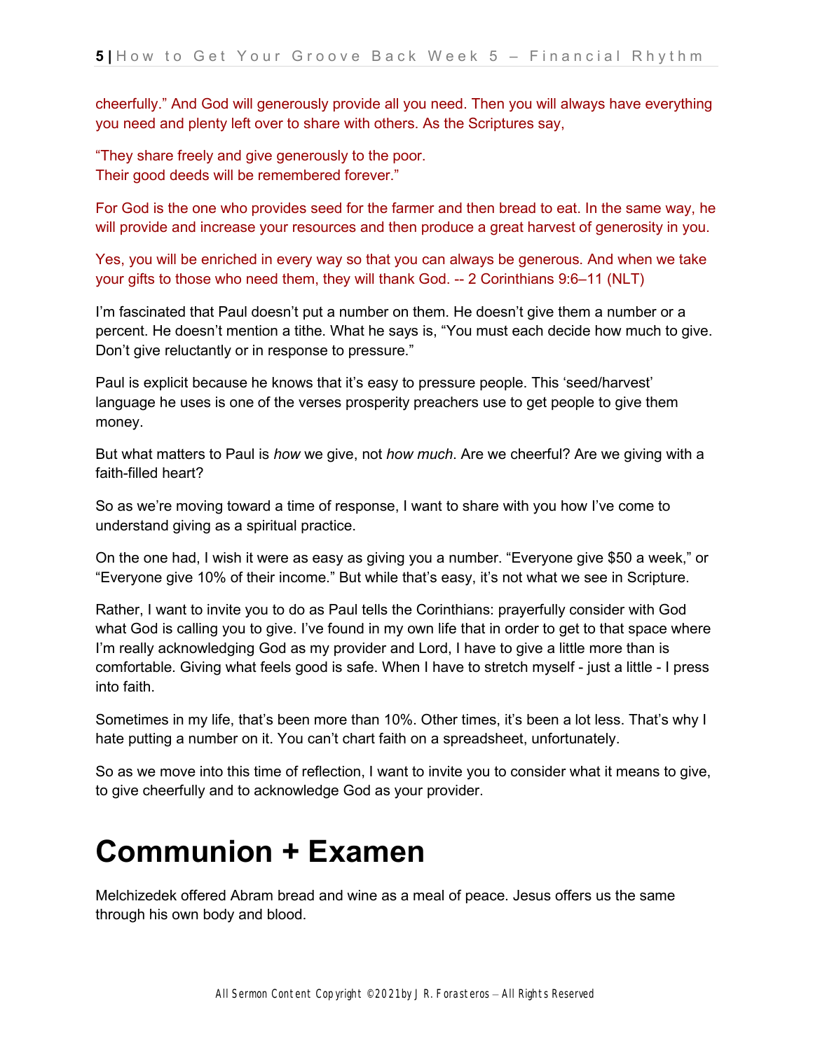cheerfully." And God will generously provide all you need. Then you will always have everything you need and plenty left over to share with others. As the Scriptures say,

"They share freely and give generously to the poor.
Their good deeds will be remembered forever."

For God is the one who provides seed for the farmer and then bread to eat. In the same way, he will provide and increase your resources and then produce a great harvest of generosity in you.

Yes, you will be enriched in every way so that you can always be generous. And when we take your gifts to those who need them, they will thank God. -- 2 Corinthians 9:6–11 (NLT)

I'm fascinated that Paul doesn't put a number on them. He doesn't give them a number or a percent. He doesn't mention a tithe. What he says is, "You must each decide how much to give. Don't give reluctantly or in response to pressure."

Paul is explicit because he knows that it's easy to pressure people. This 'seed/harvest' language he uses is one of the verses prosperity preachers use to get people to give them money.

But what matters to Paul is *how* we give, not *how much*. Are we cheerful? Are we giving with a faith-filled heart?

So as we're moving toward a time of response, I want to share with you how I've come to understand giving as a spiritual practice.

On the one had, I wish it were as easy as giving you a number. "Everyone give $50 a week," or "Everyone give 10% of their income." But while that's easy, it's not what we see in Scripture.

Rather, I want to invite you to do as Paul tells the Corinthians: prayerfully consider with God what God is calling you to give. I've found in my own life that in order to get to that space where I'm really acknowledging God as my provider and Lord, I have to give a little more than is comfortable. Giving what feels good is safe. When I have to stretch myself - just a little - I press into faith.

Sometimes in my life, that's been more than 10%. Other times, it's been a lot less. That's why I hate putting a number on it. You can't chart faith on a spreadsheet, unfortunately.

So as we move into this time of reflection, I want to invite you to consider what it means to give, to give cheerfully and to acknowledge God as your provider.

# Communion + Examen

Melchizedek offered Abram bread and wine as a meal of peace. Jesus offers us the same through his own body and blood.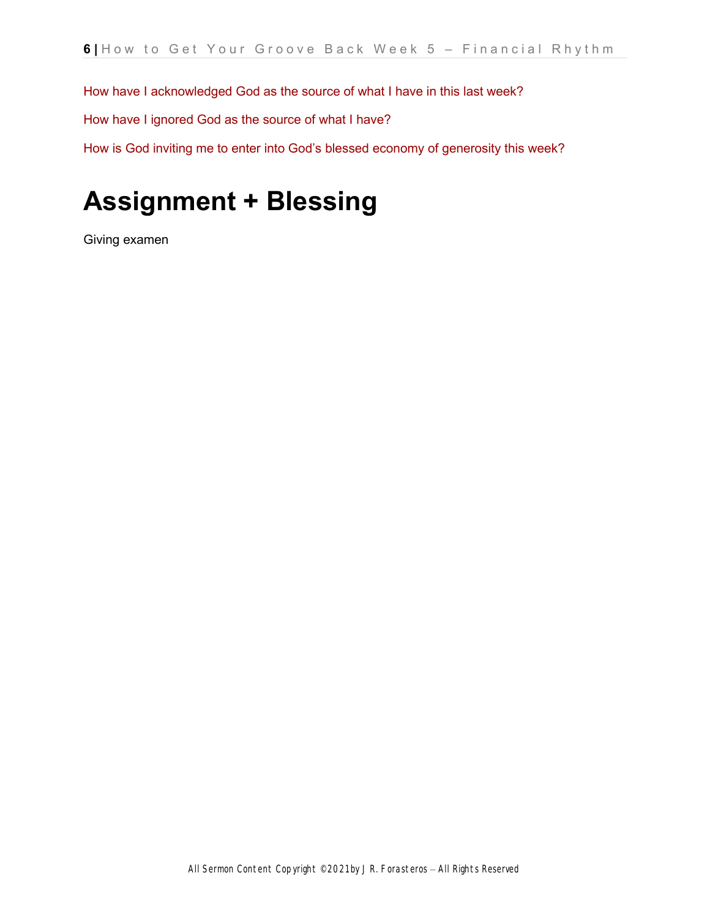How have I acknowledged God as the source of what I have in this last week?

How have I ignored God as the source of what I have?

How is God inviting me to enter into God's blessed economy of generosity this week?

# Assignment + Blessing

Giving examen